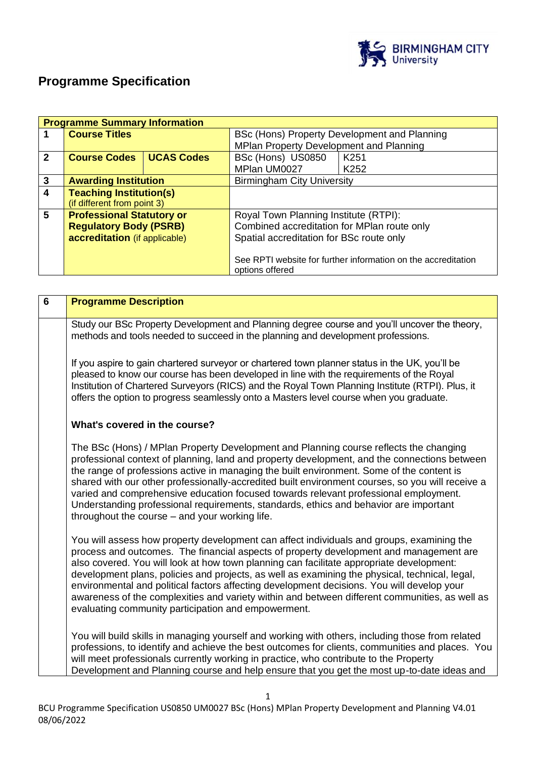# Programme Specification

| Programme Summary Information | | | | |
|---|---|---|---|---|
| 1 | **Course Titles** | | BSc (Hons) Property Development and Planning<br>MPlan Property Development and Planning | |
| 2 | **Course Codes** | **UCAS Codes** | BSc (Hons) US0850<br>MPlan UM0027 | K251<br>K252 |
| 3 | **Awarding Institution** | | Birmingham City University | |
| 4 | **Teaching Institution(s)** (if different from point 3) | | | |
| 5 | **Professional Statutory or Regulatory Body (PSRB) accreditation** (if applicable) | | Royal Town Planning Institute (RTPI):<br>Combined accreditation for MPlan route only<br>Spatial accreditation for BSc route only<br><br>See RPTI website for further information on the accreditation options offered | |

| 6 | Programme Description |
|---|---|

Study our BSc Property Development and Planning degree course and you'll uncover the theory, methods and tools needed to succeed in the planning and development professions.

If you aspire to gain chartered surveyor or chartered town planner status in the UK, you'll be pleased to know our course has been developed in line with the requirements of the Royal Institution of Chartered Surveyors (RICS) and the Royal Town Planning Institute (RTPI). Plus, it offers the option to progress seamlessly onto a Masters level course when you graduate.

**What's covered in the course?**

The BSc (Hons) / MPlan Property Development and Planning course reflects the changing professional context of planning, land and property development, and the connections between the range of professions active in managing the built environment. Some of the content is shared with our other professionally-accredited built environment courses, so you will receive a varied and comprehensive education focused towards relevant professional employment. Understanding professional requirements, standards, ethics and behavior are important throughout the course – and your working life.

You will assess how property development can affect individuals and groups, examining the process and outcomes. The financial aspects of property development and management are also covered. You will look at how town planning can facilitate appropriate development: development plans, policies and projects, as well as examining the physical, technical, legal, environmental and political factors affecting development decisions. You will develop your awareness of the complexities and variety within and between different communities, as well as evaluating community participation and empowerment.

You will build skills in managing yourself and working with others, including those from related professions, to identify and achieve the best outcomes for clients, communities and places. You will meet professionals currently working in practice, who contribute to the Property Development and Planning course and help ensure that you get the most up-to-date ideas and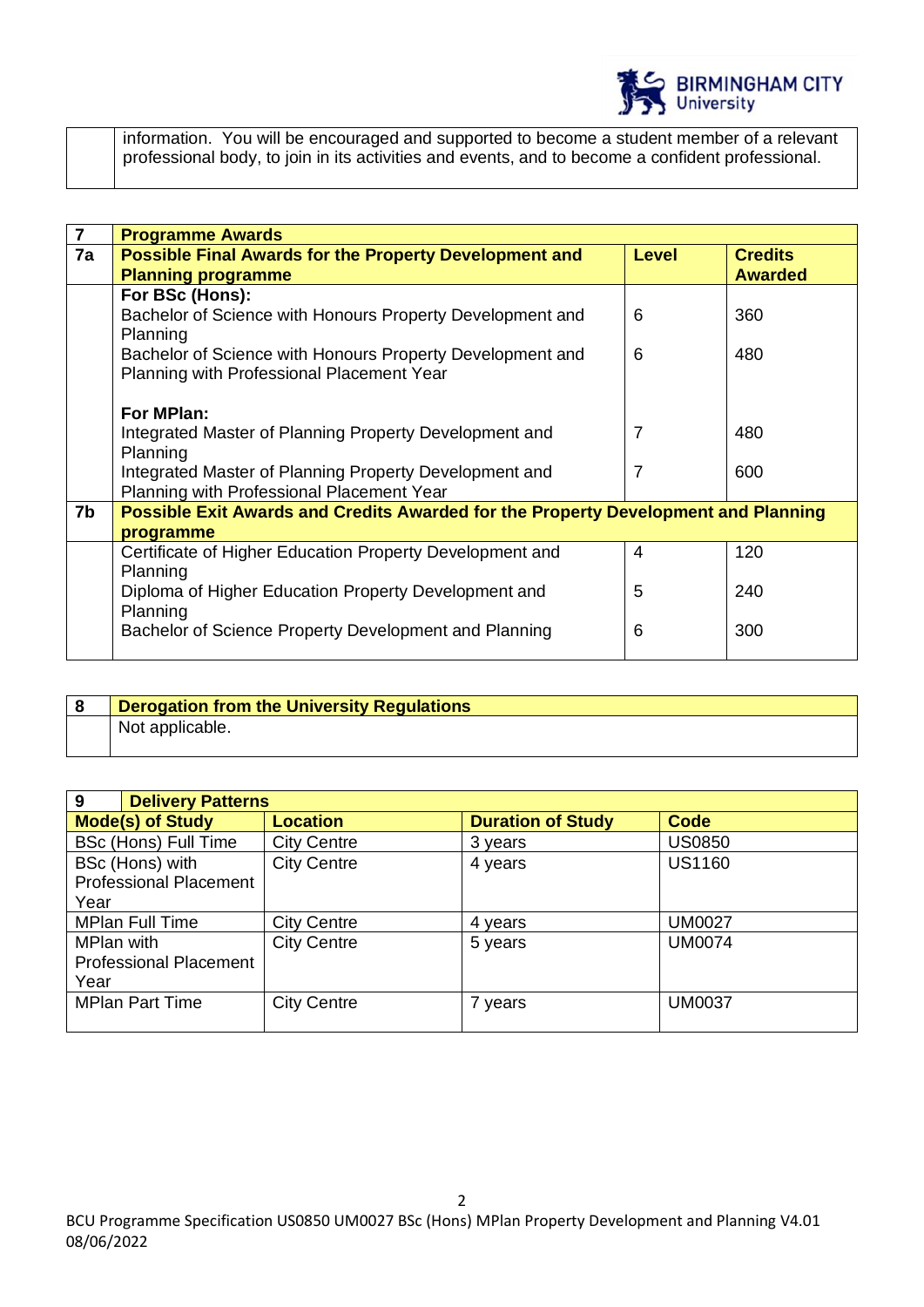information. You will be encouraged and supported to become a student member of a relevant professional body, to join in its activities and events, and to become a confident professional.

| 7 | Programme Awards | | |
|---|---|---|---|
| **7a** | **Possible Final Awards for the Property Development and Planning programme** | **Level** | **Credits Awarded** |
| | **For BSc (Hons):** | | |
| | Bachelor of Science with Honours Property Development and Planning | 6 | 360 |
| | Bachelor of Science with Honours Property Development and Planning with Professional Placement Year | 6 | 480 |
| | **For MPlan:** | | |
| | Integrated Master of Planning Property Development and Planning | 7 | 480 |
| | Integrated Master of Planning Property Development and Planning with Professional Placement Year | 7 | 600 |
| **7b** | **Possible Exit Awards and Credits Awarded for the Property Development and Planning programme** | | |
| | Certificate of Higher Education Property Development and Planning | 4 | 120 |
| | Diploma of Higher Education Property Development and Planning | 5 | 240 |
| | Bachelor of Science Property Development and Planning | 6 | 300 |

| 8 | Derogation from the University Regulations |
|---|---|
| | Not applicable. |

| 9 Delivery Patterns | | | |
|---|---|---|---|
| **Mode(s) of Study** | **Location** | **Duration of Study** | **Code** |
| BSc (Hons) Full Time | City Centre | 3 years | US0850 |
| BSc (Hons) with Professional Placement Year | City Centre | 4 years | US1160 |
| MPlan Full Time | City Centre | 4 years | UM0027 |
| MPlan with Professional Placement Year | City Centre | 5 years | UM0074 |
| MPlan Part Time | City Centre | 7 years | UM0037 |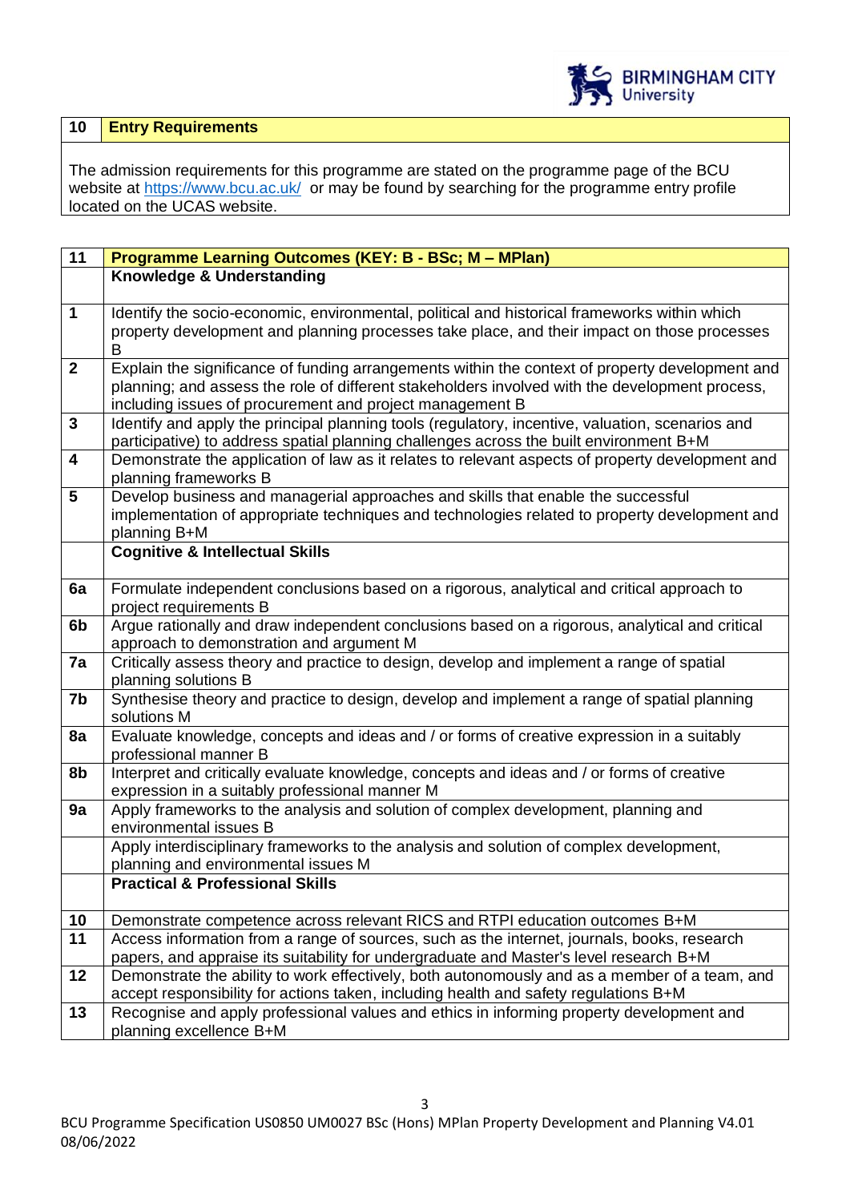| 10 | Entry Requirements |
|---|---|

The admission requirements for this programme are stated on the programme page of the BCU website at https://www.bcu.ac.uk/ or may be found by searching for the programme entry profile located on the UCAS website.

| 11 | Programme Learning Outcomes (KEY: B - BSc; M – MPlan) |
|---|---|
| | **Knowledge & Understanding** |
| 1 | Identify the socio-economic, environmental, political and historical frameworks within which property development and planning processes take place, and their impact on those processes B |
| 2 | Explain the significance of funding arrangements within the context of property development and planning; and assess the role of different stakeholders involved with the development process, including issues of procurement and project management B |
| 3 | Identify and apply the principal planning tools (regulatory, incentive, valuation, scenarios and participative) to address spatial planning challenges across the built environment B+M |
| 4 | Demonstrate the application of law as it relates to relevant aspects of property development and planning frameworks B |
| 5 | Develop business and managerial approaches and skills that enable the successful implementation of appropriate techniques and technologies related to property development and planning B+M |
| | **Cognitive & Intellectual Skills** |
| 6a | Formulate independent conclusions based on a rigorous, analytical and critical approach to project requirements B |
| 6b | Argue rationally and draw independent conclusions based on a rigorous, analytical and critical approach to demonstration and argument M |
| 7a | Critically assess theory and practice to design, develop and implement a range of spatial planning solutions B |
| 7b | Synthesise theory and practice to design, develop and implement a range of spatial planning solutions M |
| 8a | Evaluate knowledge, concepts and ideas and / or forms of creative expression in a suitably professional manner B |
| 8b | Interpret and critically evaluate knowledge, concepts and ideas and / or forms of creative expression in a suitably professional manner M |
| 9a | Apply frameworks to the analysis and solution of complex development, planning and environmental issues B |
| | Apply interdisciplinary frameworks to the analysis and solution of complex development, planning and environmental issues M |
| | **Practical & Professional Skills** |
| 10 | Demonstrate competence across relevant RICS and RTPI education outcomes B+M |
| 11 | Access information from a range of sources, such as the internet, journals, books, research papers, and appraise its suitability for undergraduate and Master's level research B+M |
| 12 | Demonstrate the ability to work effectively, both autonomously and as a member of a team, and accept responsibility for actions taken, including health and safety regulations B+M |
| 13 | Recognise and apply professional values and ethics in informing property development and planning excellence B+M |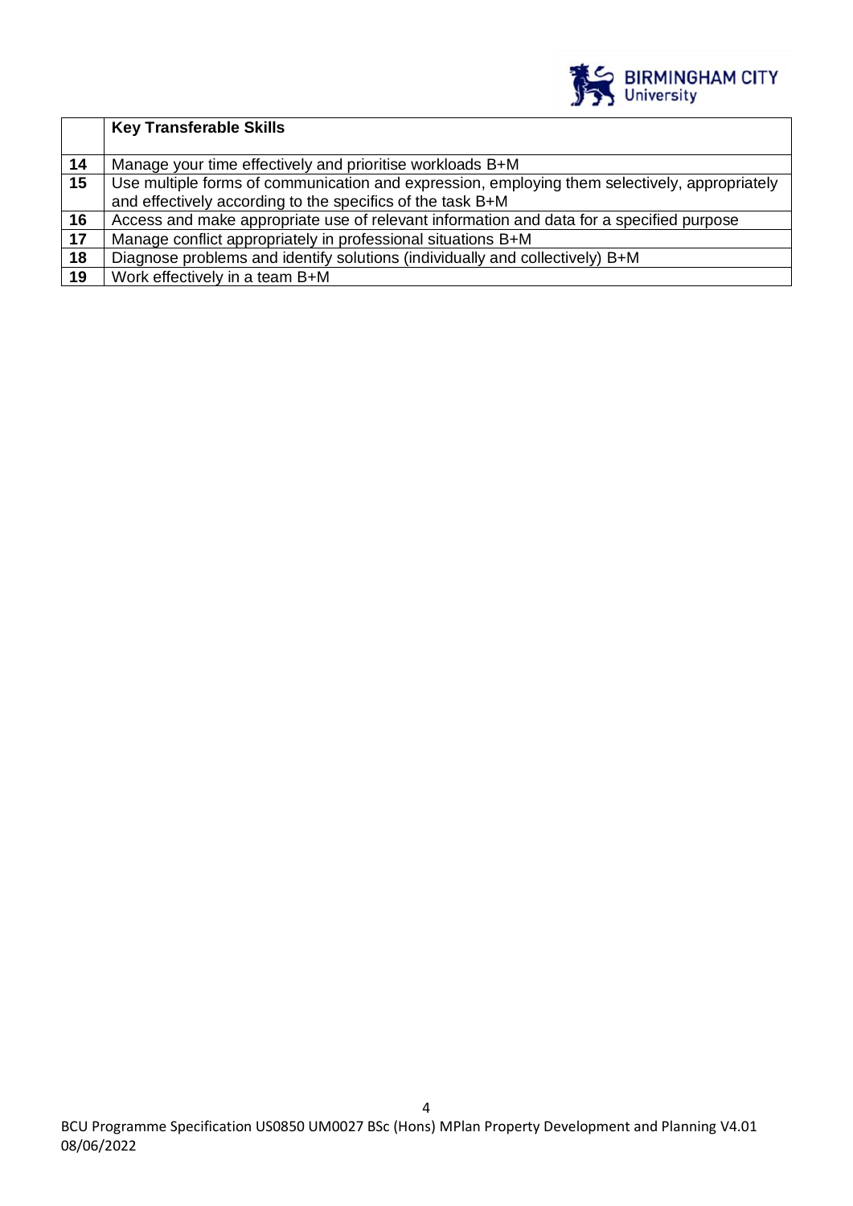| | Key Transferable Skills |
|---|---|
| 14 | Manage your time effectively and prioritise workloads B+M |
| 15 | Use multiple forms of communication and expression, employing them selectively, appropriately and effectively according to the specifics of the task B+M |
| 16 | Access and make appropriate use of relevant information and data for a specified purpose |
| 17 | Manage conflict appropriately in professional situations B+M |
| 18 | Diagnose problems and identify solutions (individually and collectively) B+M |
| 19 | Work effectively in a team B+M |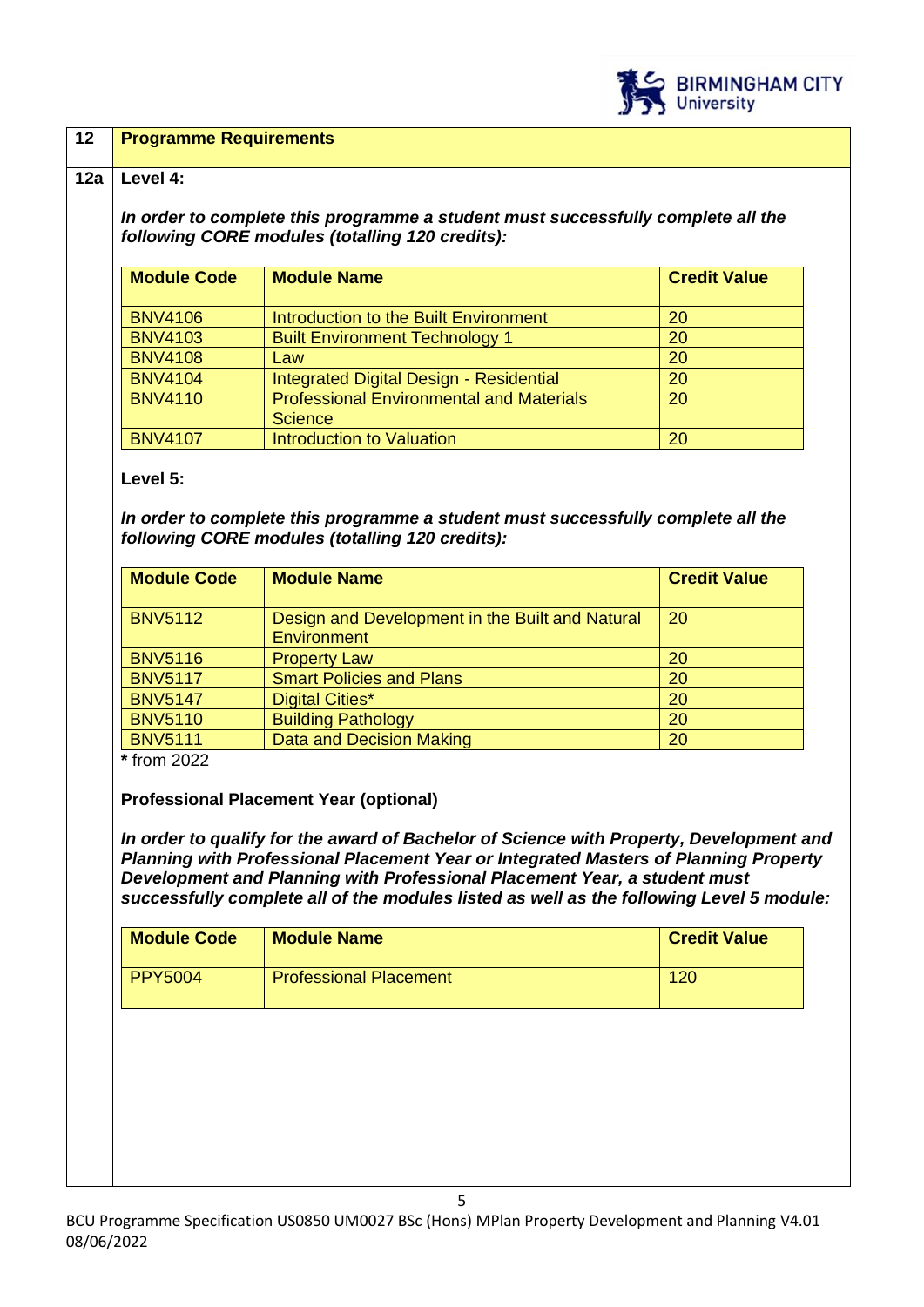## 12 Programme Requirements

### 12a Level 4:

***In order to complete this programme a student must successfully complete all the following CORE modules (totalling 120 credits):***

| Module Code | Module Name | Credit Value |
|---|---|---|
| BNV4106 | Introduction to the Built Environment | 20 |
| BNV4103 | Built Environment Technology 1 | 20 |
| BNV4108 | Law | 20 |
| BNV4104 | Integrated Digital Design - Residential | 20 |
| BNV4110 | Professional Environmental and Materials Science | 20 |
| BNV4107 | Introduction to Valuation | 20 |

**Level 5:**

***In order to complete this programme a student must successfully complete all the following CORE modules (totalling 120 credits):***

| Module Code | Module Name | Credit Value |
|---|---|---|
| BNV5112 | Design and Development in the Built and Natural Environment | 20 |
| BNV5116 | Property Law | 20 |
| BNV5117 | Smart Policies and Plans | 20 |
| BNV5147 | Digital Cities* | 20 |
| BNV5110 | Building Pathology | 20 |
| BNV5111 | Data and Decision Making | 20 |

**\*** from 2022

**Professional Placement Year (optional)**

***In order to qualify for the award of Bachelor of Science with Property, Development and Planning with Professional Placement Year or Integrated Masters of Planning Property Development and Planning with Professional Placement Year, a student must successfully complete all of the modules listed as well as the following Level 5 module:***

| Module Code | Module Name | Credit Value |
|---|---|---|
| PPY5004 | Professional Placement | 120 |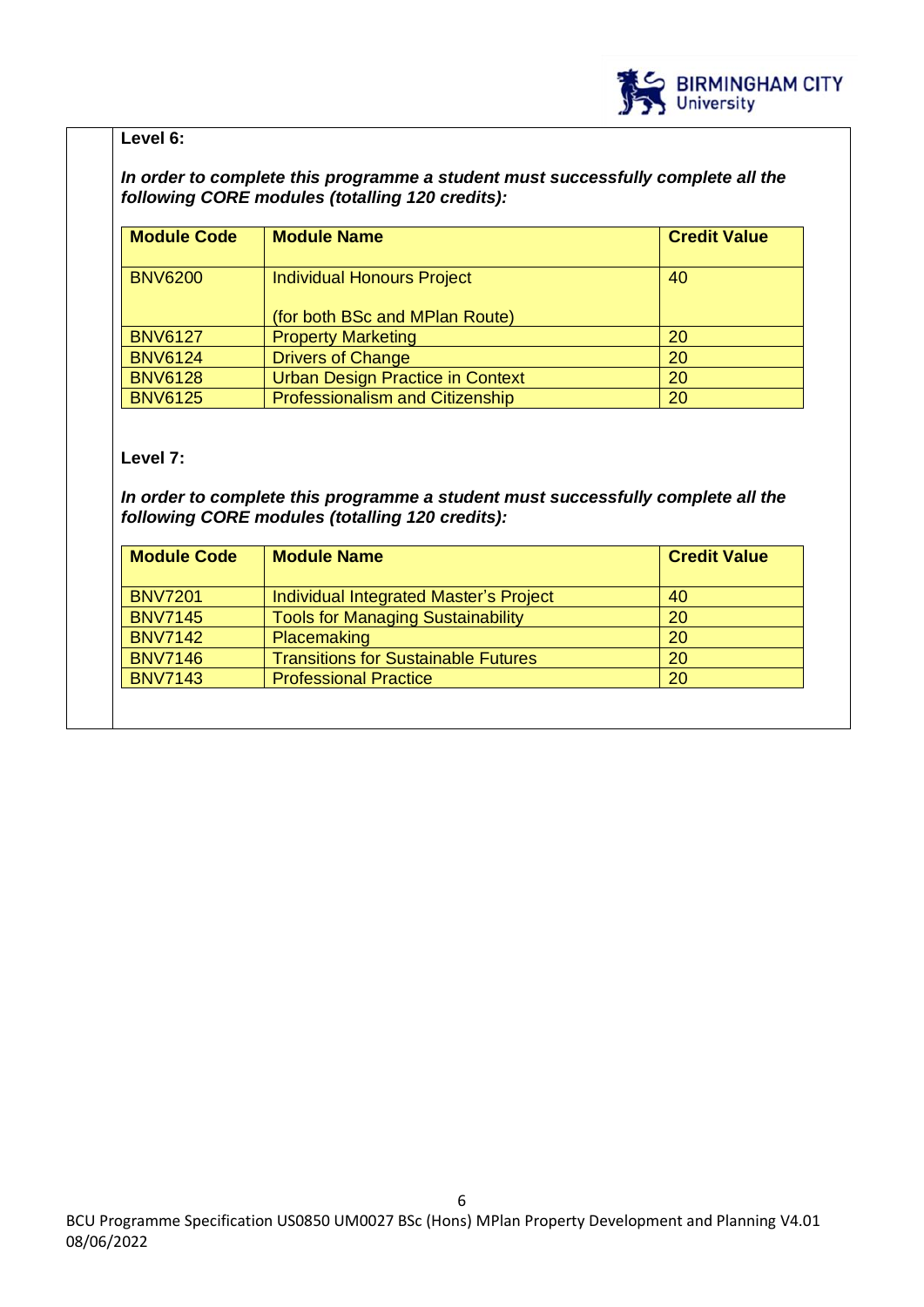**Level 6:**

***In order to complete this programme a student must successfully complete all the following CORE modules (totalling 120 credits):***

| Module Code | Module Name | Credit Value |
|---|---|---|
| BNV6200 | Individual Honours Project<br><br>(for both BSc and MPlan Route) | 40 |
| BNV6127 | Property Marketing | 20 |
| BNV6124 | Drivers of Change | 20 |
| BNV6128 | Urban Design Practice in Context | 20 |
| BNV6125 | Professionalism and Citizenship | 20 |

**Level 7:**

***In order to complete this programme a student must successfully complete all the following CORE modules (totalling 120 credits):***

| Module Code | Module Name | Credit Value |
|---|---|---|
| BNV7201 | Individual Integrated Master's Project | 40 |
| BNV7145 | Tools for Managing Sustainability | 20 |
| BNV7142 | Placemaking | 20 |
| BNV7146 | Transitions for Sustainable Futures | 20 |
| BNV7143 | Professional Practice | 20 |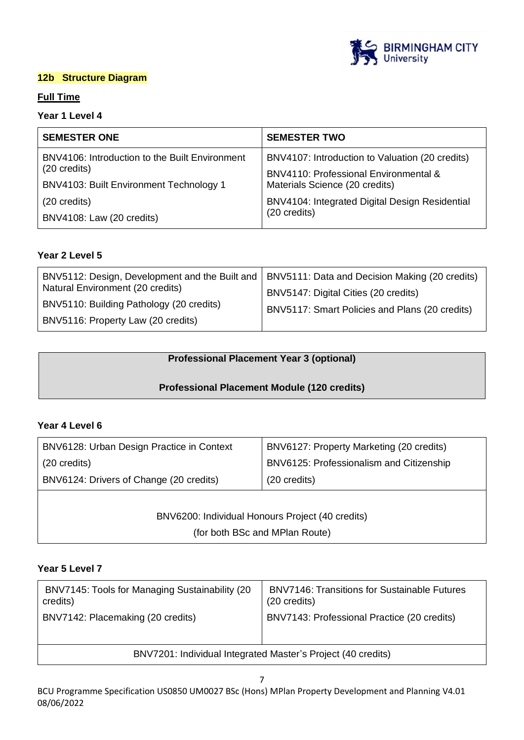## 12b Structure Diagram

### Full Time

**Year 1 Level 4**

| SEMESTER ONE | SEMESTER TWO |
|---|---|
| BNV4106: Introduction to the Built Environment (20 credits)<br>BNV4103: Built Environment Technology 1<br>(20 credits)<br>BNV4108: Law (20 credits) | BNV4107: Introduction to Valuation (20 credits)<br>BNV4110: Professional Environmental & Materials Science (20 credits)<br>BNV4104: Integrated Digital Design Residential (20 credits) |

**Year 2 Level 5**

| | |
|---|---|
| BNV5112: Design, Development and the Built and Natural Environment (20 credits)<br>BNV5110: Building Pathology (20 credits)<br>BNV5116: Property Law (20 credits) | BNV5111: Data and Decision Making (20 credits)<br>BNV5147: Digital Cities (20 credits)<br>BNV5117: Smart Policies and Plans (20 credits) |

| **Professional Placement Year 3 (optional)**<br><br>**Professional Placement Module (120 credits)** |
|---|

**Year 4 Level 6**

| | |
|---|---|
| BNV6128: Urban Design Practice in Context<br>(20 credits)<br>BNV6124: Drivers of Change (20 credits) | BNV6127: Property Marketing (20 credits)<br>BNV6125: Professionalism and Citizenship<br>(20 credits) |
| BNV6200: Individual Honours Project (40 credits)<br>(for both BSc and MPlan Route) | |

**Year 5 Level 7**

| | |
|---|---|
| BNV7145: Tools for Managing Sustainability (20 credits)<br>BNV7142: Placemaking (20 credits) | BNV7146: Transitions for Sustainable Futures (20 credits)<br>BNV7143: Professional Practice (20 credits) |
| BNV7201: Individual Integrated Master's Project (40 credits) | |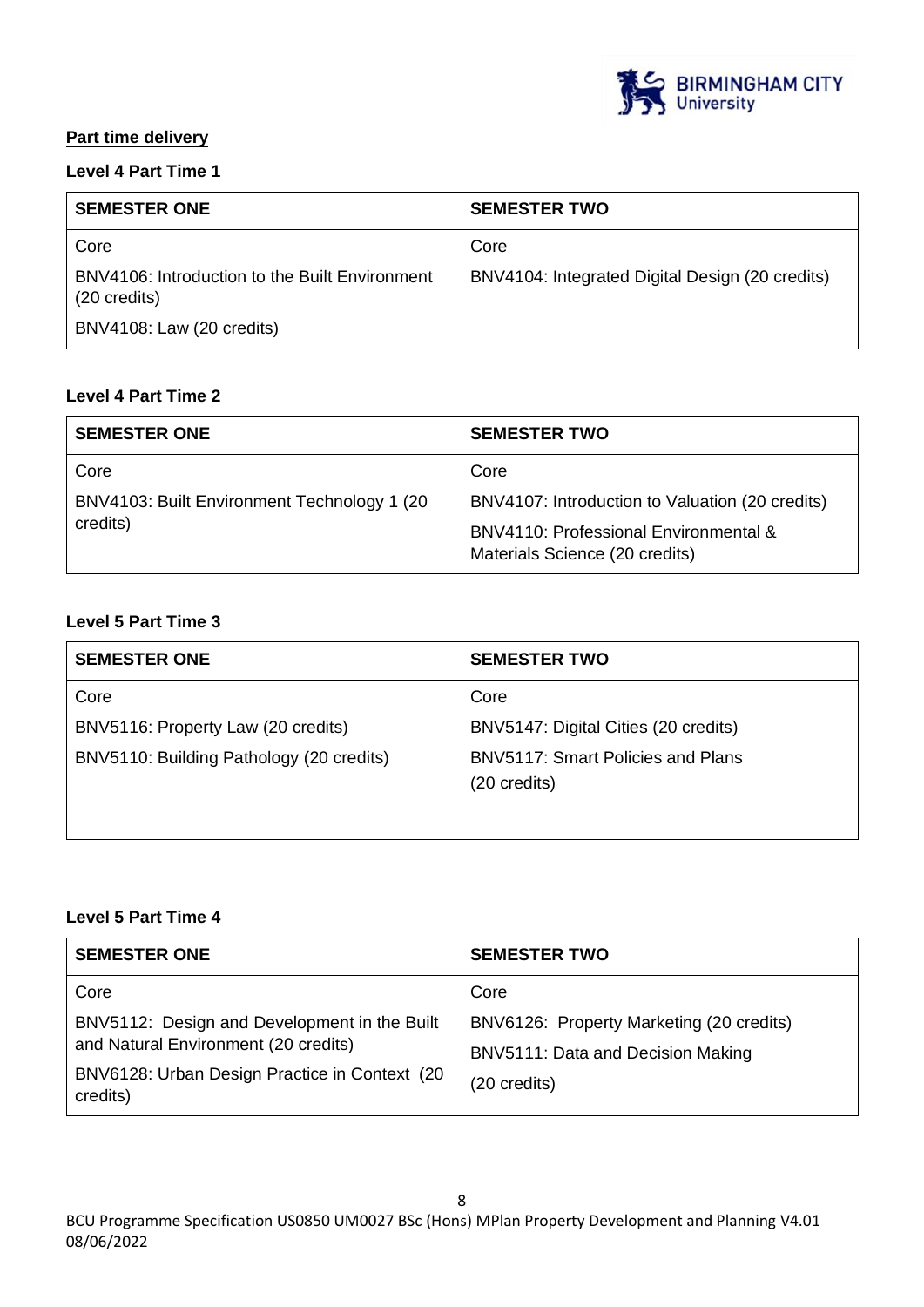**Part time delivery**

**Level 4 Part Time 1**

| SEMESTER ONE | SEMESTER TWO |
|---|---|
| Core<br>BNV4106: Introduction to the Built Environment (20 credits)<br>BNV4108: Law (20 credits) | Core<br>BNV4104: Integrated Digital Design (20 credits) |

**Level 4 Part Time 2**

| SEMESTER ONE | SEMESTER TWO |
|---|---|
| Core<br>BNV4103: Built Environment Technology 1 (20 credits) | Core<br>BNV4107: Introduction to Valuation (20 credits)<br>BNV4110: Professional Environmental & Materials Science (20 credits) |

**Level 5 Part Time 3**

| SEMESTER ONE | SEMESTER TWO |
|---|---|
| Core<br>BNV5116: Property Law (20 credits)<br>BNV5110: Building Pathology (20 credits) | Core<br>BNV5147: Digital Cities (20 credits)<br>BNV5117: Smart Policies and Plans (20 credits) |

**Level 5 Part Time 4**

| SEMESTER ONE | SEMESTER TWO |
|---|---|
| Core<br>BNV5112: Design and Development in the Built and Natural Environment (20 credits)<br>BNV6128: Urban Design Practice in Context (20 credits) | Core<br>BNV6126: Property Marketing (20 credits)<br>BNV5111: Data and Decision Making (20 credits) |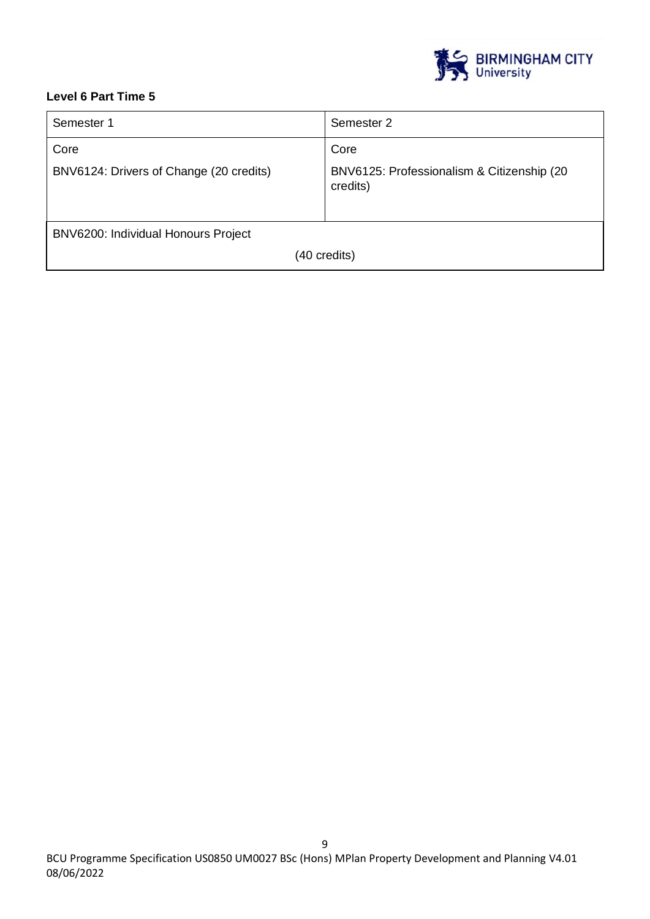**Level 6 Part Time 5**

| Semester 1 | Semester 2 |
| --- | --- |
| Core<br>BNV6124: Drivers of Change (20 credits) | Core<br>BNV6125: Professionalism & Citizenship (20 credits) |
| BNV6200: Individual Honours Project<br>(40 credits) | |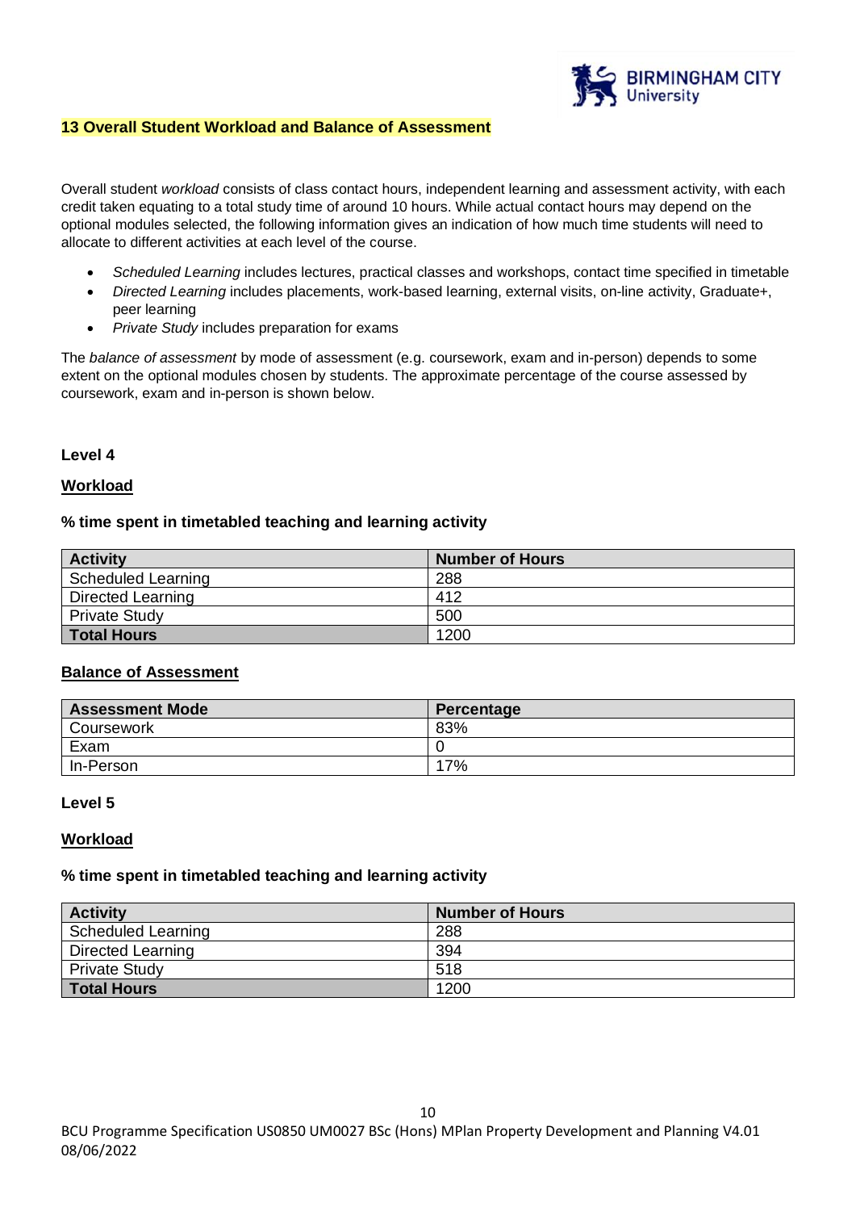## 13 Overall Student Workload and Balance of Assessment

Overall student *workload* consists of class contact hours, independent learning and assessment activity, with each credit taken equating to a total study time of around 10 hours. While actual contact hours may depend on the optional modules selected, the following information gives an indication of how much time students will need to allocate to different activities at each level of the course.

- *Scheduled Learning* includes lectures, practical classes and workshops, contact time specified in timetable
- *Directed Learning* includes placements, work-based learning, external visits, on-line activity, Graduate+, peer learning
- *Private Study* includes preparation for exams

The *balance of assessment* by mode of assessment (e.g. coursework, exam and in-person) depends to some extent on the optional modules chosen by students. The approximate percentage of the course assessed by coursework, exam and in-person is shown below.

### Level 4

#### Workload

**% time spent in timetabled teaching and learning activity**

| Activity | Number of Hours |
|---|---|
| Scheduled Learning | 288 |
| Directed Learning | 412 |
| Private Study | 500 |
| **Total Hours** | 1200 |

#### Balance of Assessment

| Assessment Mode | Percentage |
|---|---|
| Coursework | 83% |
| Exam | 0 |
| In-Person | 17% |

### Level 5

#### Workload

**% time spent in timetabled teaching and learning activity**

| Activity | Number of Hours |
|---|---|
| Scheduled Learning | 288 |
| Directed Learning | 394 |
| Private Study | 518 |
| **Total Hours** | 1200 |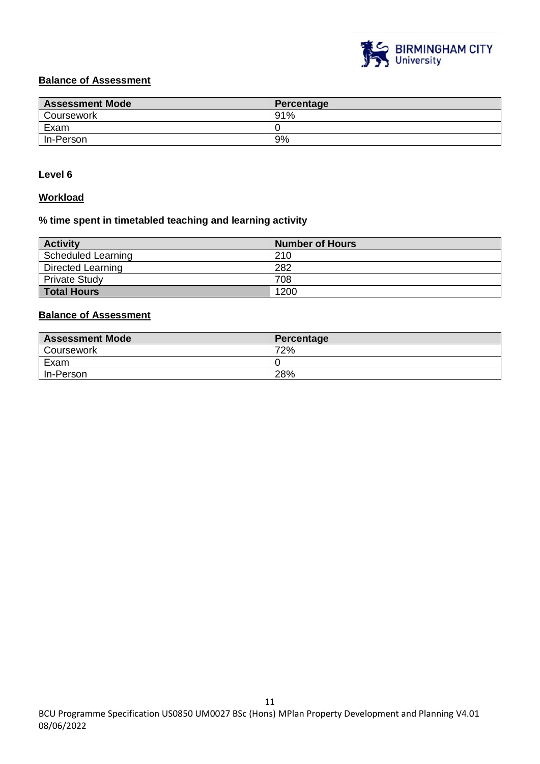**Balance of Assessment**

| Assessment Mode | Percentage |
|---|---|
| Coursework | 91% |
| Exam | 0 |
| In-Person | 9% |

**Level 6**

**Workload**

**% time spent in timetabled teaching and learning activity**

| Activity | Number of Hours |
|---|---|
| Scheduled Learning | 210 |
| Directed Learning | 282 |
| Private Study | 708 |
| **Total Hours** | 1200 |

**Balance of Assessment**

| Assessment Mode | Percentage |
|---|---|
| Coursework | 72% |
| Exam | 0 |
| In-Person | 28% |